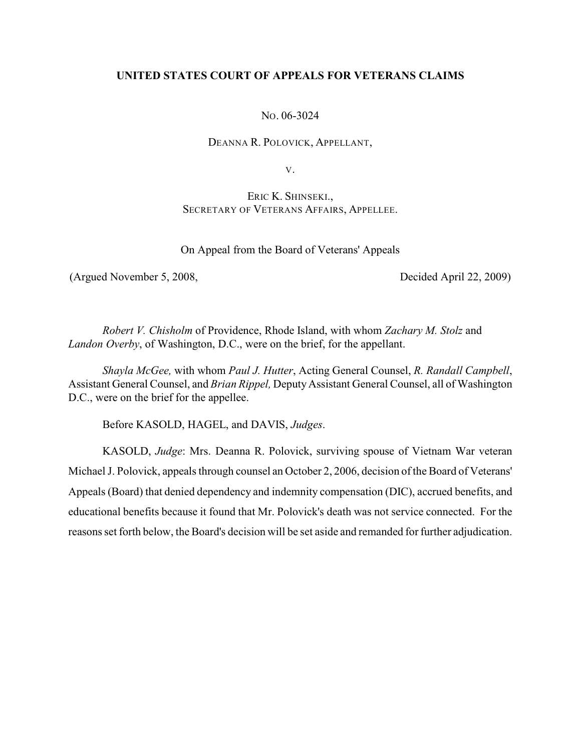**UNITED STATES COURT OF APPEALS FOR VETERANS CLAIMS**

No. 06-3024

DEANNA R. POLOVICK, APPELLANT,

V.

ERIC K. SHINSEKI.,
SECRETARY OF VETERANS AFFAIRS, APPELLEE.

On Appeal from the Board of Veterans' Appeals

(Argued November 5, 2008, Decided April 22, 2009)

*Robert V. Chisholm* of Providence, Rhode Island, with whom *Zachary M. Stolz* and *Landon Overby*, of Washington, D.C., were on the brief, for the appellant.

*Shayla McGee,* with whom *Paul J. Hutter*, Acting General Counsel, *R. Randall Campbell*, Assistant General Counsel, and *Brian Rippel,* Deputy Assistant General Counsel, all of Washington D.C., were on the brief for the appellee.

Before KASOLD, HAGEL, and DAVIS, *Judges*.

KASOLD, *Judge*: Mrs. Deanna R. Polovick, surviving spouse of Vietnam War veteran Michael J. Polovick, appeals through counsel an October 2, 2006, decision of the Board of Veterans' Appeals (Board) that denied dependency and indemnity compensation (DIC), accrued benefits, and educational benefits because it found that Mr. Polovick's death was not service connected. For the reasons set forth below, the Board's decision will be set aside and remanded for further adjudication.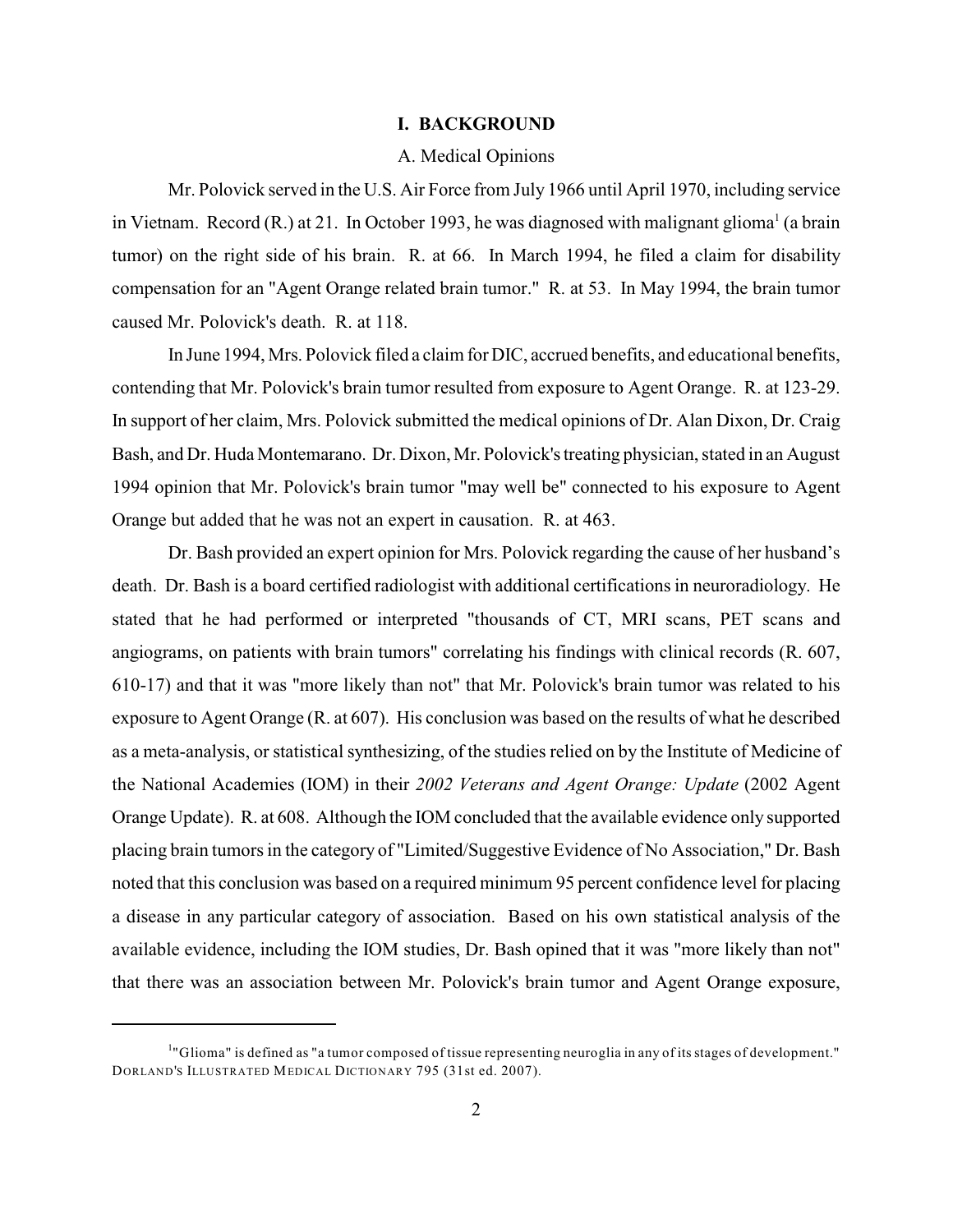## I. BACKGROUND

### A. Medical Opinions

Mr. Polovick served in the U.S. Air Force from July 1966 until April 1970, including service in Vietnam. Record (R.) at 21. In October 1993, he was diagnosed with malignant glioma[1] (a brain tumor) on the right side of his brain. R. at 66. In March 1994, he filed a claim for disability compensation for an "Agent Orange related brain tumor." R. at 53. In May 1994, the brain tumor caused Mr. Polovick's death. R. at 118.

In June 1994, Mrs. Polovick filed a claim for DIC, accrued benefits, and educational benefits, contending that Mr. Polovick's brain tumor resulted from exposure to Agent Orange. R. at 123-29. In support of her claim, Mrs. Polovick submitted the medical opinions of Dr. Alan Dixon, Dr. Craig Bash, and Dr. Huda Montemarano. Dr. Dixon, Mr. Polovick's treating physician, stated in an August 1994 opinion that Mr. Polovick's brain tumor "may well be" connected to his exposure to Agent Orange but added that he was not an expert in causation. R. at 463.

Dr. Bash provided an expert opinion for Mrs. Polovick regarding the cause of her husband's death. Dr. Bash is a board certified radiologist with additional certifications in neuroradiology. He stated that he had performed or interpreted "thousands of CT, MRI scans, PET scans and angiograms, on patients with brain tumors" correlating his findings with clinical records (R. 607, 610-17) and that it was "more likely than not" that Mr. Polovick's brain tumor was related to his exposure to Agent Orange (R. at 607). His conclusion was based on the results of what he described as a meta-analysis, or statistical synthesizing, of the studies relied on by the Institute of Medicine of the National Academies (IOM) in their *2002 Veterans and Agent Orange: Update* (2002 Agent Orange Update). R. at 608. Although the IOM concluded that the available evidence only supported placing brain tumors in the category of "Limited/Suggestive Evidence of No Association," Dr. Bash noted that this conclusion was based on a required minimum 95 percent confidence level for placing a disease in any particular category of association. Based on his own statistical analysis of the available evidence, including the IOM studies, Dr. Bash opined that it was "more likely than not" that there was an association between Mr. Polovick's brain tumor and Agent Orange exposure,

---

[1] "Glioma" is defined as "a tumor composed of tissue representing neuroglia in any of its stages of development." DORLAND'S ILLUSTRATED MEDICAL DICTIONARY 795 (31st ed. 2007).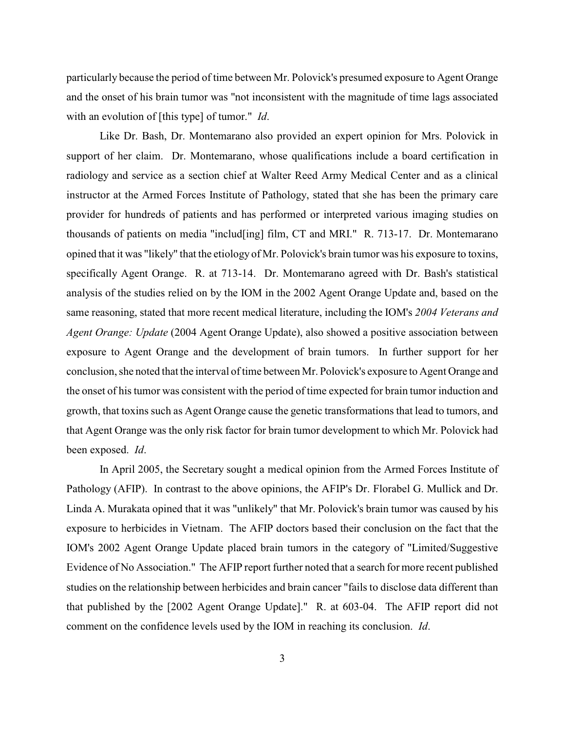particularly because the period of time between Mr. Polovick's presumed exposure to Agent Orange and the onset of his brain tumor was "not inconsistent with the magnitude of time lags associated with an evolution of [this type] of tumor." *Id*.

Like Dr. Bash, Dr. Montemarano also provided an expert opinion for Mrs. Polovick in support of her claim. Dr. Montemarano, whose qualifications include a board certification in radiology and service as a section chief at Walter Reed Army Medical Center and as a clinical instructor at the Armed Forces Institute of Pathology, stated that she has been the primary care provider for hundreds of patients and has performed or interpreted various imaging studies on thousands of patients on media "includ[ing] film, CT and MRI." R. 713-17. Dr. Montemarano opined that it was "likely" that the etiology of Mr. Polovick's brain tumor was his exposure to toxins, specifically Agent Orange. R. at 713-14. Dr. Montemarano agreed with Dr. Bash's statistical analysis of the studies relied on by the IOM in the 2002 Agent Orange Update and, based on the same reasoning, stated that more recent medical literature, including the IOM's *2004 Veterans and Agent Orange: Update* (2004 Agent Orange Update), also showed a positive association between exposure to Agent Orange and the development of brain tumors. In further support for her conclusion, she noted that the interval of time between Mr. Polovick's exposure to Agent Orange and the onset of his tumor was consistent with the period of time expected for brain tumor induction and growth, that toxins such as Agent Orange cause the genetic transformations that lead to tumors, and that Agent Orange was the only risk factor for brain tumor development to which Mr. Polovick had been exposed. *Id*.

In April 2005, the Secretary sought a medical opinion from the Armed Forces Institute of Pathology (AFIP). In contrast to the above opinions, the AFIP's Dr. Florabel G. Mullick and Dr. Linda A. Murakata opined that it was "unlikely" that Mr. Polovick's brain tumor was caused by his exposure to herbicides in Vietnam. The AFIP doctors based their conclusion on the fact that the IOM's 2002 Agent Orange Update placed brain tumors in the category of "Limited/Suggestive Evidence of No Association." The AFIP report further noted that a search for more recent published studies on the relationship between herbicides and brain cancer "fails to disclose data different than that published by the [2002 Agent Orange Update]." R. at 603-04. The AFIP report did not comment on the confidence levels used by the IOM in reaching its conclusion. *Id*.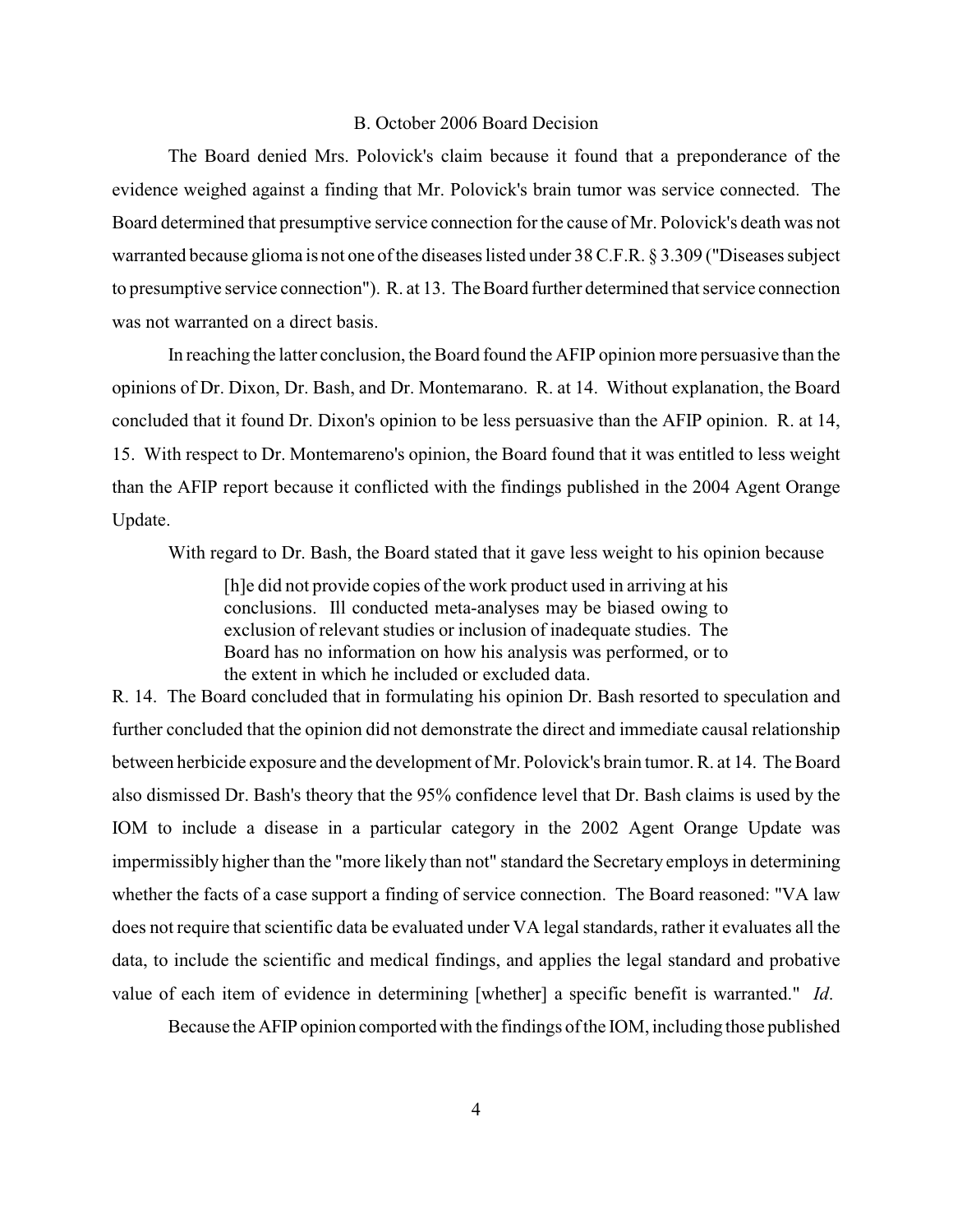### B. October 2006 Board Decision

The Board denied Mrs. Polovick's claim because it found that a preponderance of the evidence weighed against a finding that Mr. Polovick's brain tumor was service connected. The Board determined that presumptive service connection for the cause of Mr. Polovick's death was not warranted because glioma is not one of the diseases listed under 38 C.F.R. § 3.309 ("Diseases subject to presumptive service connection"). R. at 13. The Board further determined that service connection was not warranted on a direct basis.

In reaching the latter conclusion, the Board found the AFIP opinion more persuasive than the opinions of Dr. Dixon, Dr. Bash, and Dr. Montemarano. R. at 14. Without explanation, the Board concluded that it found Dr. Dixon's opinion to be less persuasive than the AFIP opinion. R. at 14, 15. With respect to Dr. Montemareno's opinion, the Board found that it was entitled to less weight than the AFIP report because it conflicted with the findings published in the 2004 Agent Orange Update.

With regard to Dr. Bash, the Board stated that it gave less weight to his opinion because

> [h]e did not provide copies of the work product used in arriving at his conclusions. Ill conducted meta-analyses may be biased owing to exclusion of relevant studies or inclusion of inadequate studies. The Board has no information on how his analysis was performed, or to the extent in which he included or excluded data.

R. 14. The Board concluded that in formulating his opinion Dr. Bash resorted to speculation and further concluded that the opinion did not demonstrate the direct and immediate causal relationship between herbicide exposure and the development of Mr. Polovick's brain tumor. R. at 14. The Board also dismissed Dr. Bash's theory that the 95% confidence level that Dr. Bash claims is used by the IOM to include a disease in a particular category in the 2002 Agent Orange Update was impermissibly higher than the "more likely than not" standard the Secretary employs in determining whether the facts of a case support a finding of service connection. The Board reasoned: "VA law does not require that scientific data be evaluated under VA legal standards, rather it evaluates all the data, to include the scientific and medical findings, and applies the legal standard and probative value of each item of evidence in determining [whether] a specific benefit is warranted." *Id*.

Because the AFIP opinion comported with the findings of the IOM, including those published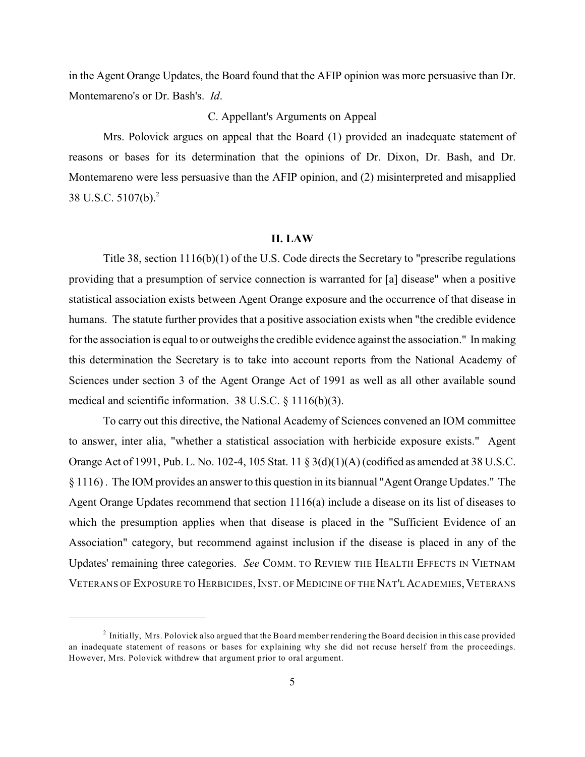in the Agent Orange Updates, the Board found that the AFIP opinion was more persuasive than Dr. Montemareno's or Dr. Bash's. *Id*.

### C. Appellant's Arguments on Appeal

Mrs. Polovick argues on appeal that the Board (1) provided an inadequate statement of reasons or bases for its determination that the opinions of Dr. Dixon, Dr. Bash, and Dr. Montemareno were less persuasive than the AFIP opinion, and (2) misinterpreted and misapplied 38 U.S.C. 5107(b).[2]

## II. LAW

Title 38, section 1116(b)(1) of the U.S. Code directs the Secretary to "prescribe regulations providing that a presumption of service connection is warranted for [a] disease" when a positive statistical association exists between Agent Orange exposure and the occurrence of that disease in humans. The statute further provides that a positive association exists when "the credible evidence for the association is equal to or outweighs the credible evidence against the association." In making this determination the Secretary is to take into account reports from the National Academy of Sciences under section 3 of the Agent Orange Act of 1991 as well as all other available sound medical and scientific information. 38 U.S.C. § 1116(b)(3).

To carry out this directive, the National Academy of Sciences convened an IOM committee to answer, inter alia, "whether a statistical association with herbicide exposure exists." Agent Orange Act of 1991, Pub. L. No. 102-4, 105 Stat. 11 § 3(d)(1)(A) (codified as amended at 38 U.S.C. § 1116) . The IOM provides an answer to this question in its biannual "Agent Orange Updates." The Agent Orange Updates recommend that section 1116(a) include a disease on its list of diseases to which the presumption applies when that disease is placed in the "Sufficient Evidence of an Association" category, but recommend against inclusion if the disease is placed in any of the Updates' remaining three categories. *See* COMM. TO REVIEW THE HEALTH EFFECTS IN VIETNAM VETERANS OF EXPOSURE TO HERBICIDES, INST. OF MEDICINE OF THE NAT'L ACADEMIES, VETERANS

---

[2] Initially, Mrs. Polovick also argued that the Board member rendering the Board decision in this case provided an inadequate statement of reasons or bases for explaining why she did not recuse herself from the proceedings. However, Mrs. Polovick withdrew that argument prior to oral argument.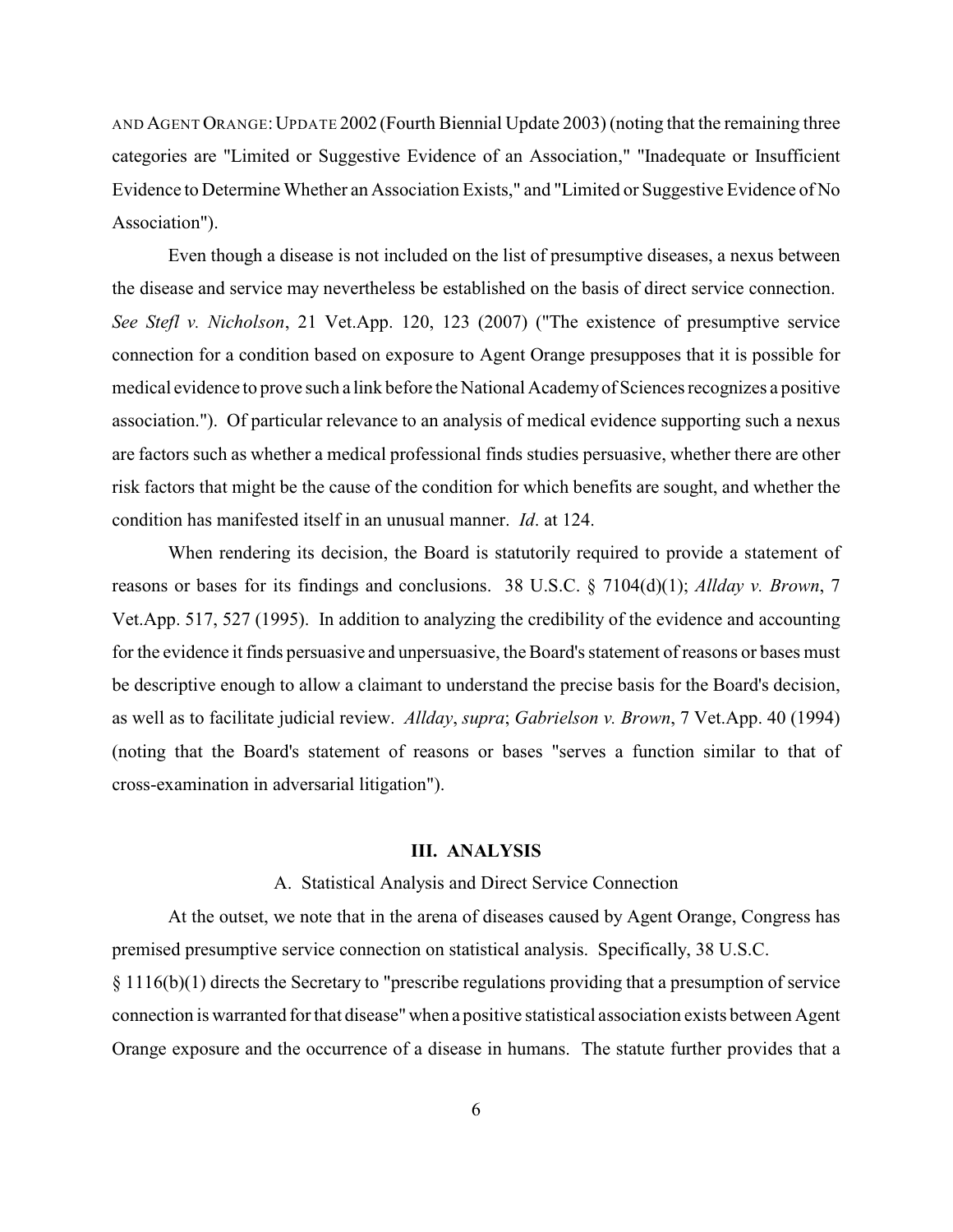AND AGENT ORANGE: UPDATE 2002 (Fourth Biennial Update 2003) (noting that the remaining three categories are "Limited or Suggestive Evidence of an Association," "Inadequate or Insufficient Evidence to Determine Whether an Association Exists," and "Limited or Suggestive Evidence of No Association").

Even though a disease is not included on the list of presumptive diseases, a nexus between the disease and service may nevertheless be established on the basis of direct service connection. *See Stefl v. Nicholson*, 21 Vet.App. 120, 123 (2007) ("The existence of presumptive service connection for a condition based on exposure to Agent Orange presupposes that it is possible for medical evidence to prove such a link before the National Academy of Sciences recognizes a positive association."). Of particular relevance to an analysis of medical evidence supporting such a nexus are factors such as whether a medical professional finds studies persuasive, whether there are other risk factors that might be the cause of the condition for which benefits are sought, and whether the condition has manifested itself in an unusual manner. *Id*. at 124.

When rendering its decision, the Board is statutorily required to provide a statement of reasons or bases for its findings and conclusions. 38 U.S.C. § 7104(d)(1); *Allday v. Brown*, 7 Vet.App. 517, 527 (1995). In addition to analyzing the credibility of the evidence and accounting for the evidence it finds persuasive and unpersuasive, the Board's statement of reasons or bases must be descriptive enough to allow a claimant to understand the precise basis for the Board's decision, as well as to facilitate judicial review. *Allday*, *supra*; *Gabrielson v. Brown*, 7 Vet.App. 40 (1994) (noting that the Board's statement of reasons or bases "serves a function similar to that of cross-examination in adversarial litigation").

## III. ANALYSIS

### A. Statistical Analysis and Direct Service Connection

At the outset, we note that in the arena of diseases caused by Agent Orange, Congress has premised presumptive service connection on statistical analysis. Specifically, 38 U.S.C. § 1116(b)(1) directs the Secretary to "prescribe regulations providing that a presumption of service connection is warranted for that disease" when a positive statistical association exists between Agent Orange exposure and the occurrence of a disease in humans. The statute further provides that a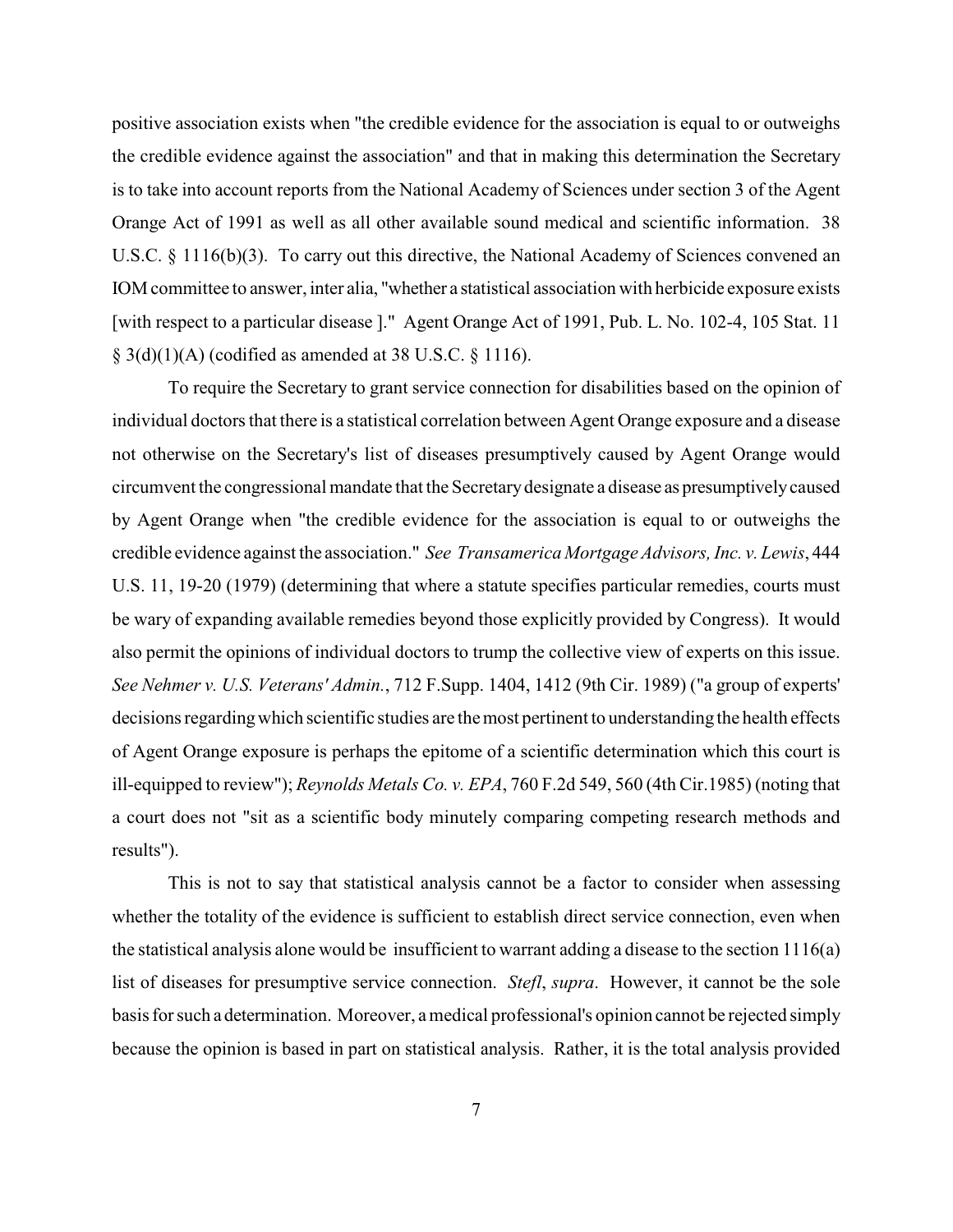positive association exists when "the credible evidence for the association is equal to or outweighs the credible evidence against the association" and that in making this determination the Secretary is to take into account reports from the National Academy of Sciences under section 3 of the Agent Orange Act of 1991 as well as all other available sound medical and scientific information. 38 U.S.C. § 1116(b)(3). To carry out this directive, the National Academy of Sciences convened an IOM committee to answer, inter alia, "whether a statistical association with herbicide exposure exists [with respect to a particular disease ]." Agent Orange Act of 1991, Pub. L. No. 102-4, 105 Stat. 11 § 3(d)(1)(A) (codified as amended at 38 U.S.C. § 1116).

To require the Secretary to grant service connection for disabilities based on the opinion of individual doctors that there is a statistical correlation between Agent Orange exposure and a disease not otherwise on the Secretary's list of diseases presumptively caused by Agent Orange would circumvent the congressional mandate that the Secretary designate a disease as presumptively caused by Agent Orange when "the credible evidence for the association is equal to or outweighs the credible evidence against the association." *See Transamerica Mortgage Advisors, Inc. v. Lewis*, 444 U.S. 11, 19-20 (1979) (determining that where a statute specifies particular remedies, courts must be wary of expanding available remedies beyond those explicitly provided by Congress). It would also permit the opinions of individual doctors to trump the collective view of experts on this issue. *See Nehmer v. U.S. Veterans' Admin.*, 712 F.Supp. 1404, 1412 (9th Cir. 1989) ("a group of experts' decisions regarding which scientific studies are the most pertinent to understanding the health effects of Agent Orange exposure is perhaps the epitome of a scientific determination which this court is ill-equipped to review"); *Reynolds Metals Co. v. EPA*, 760 F.2d 549, 560 (4th Cir.1985) (noting that a court does not "sit as a scientific body minutely comparing competing research methods and results").

This is not to say that statistical analysis cannot be a factor to consider when assessing whether the totality of the evidence is sufficient to establish direct service connection, even when the statistical analysis alone would be insufficient to warrant adding a disease to the section 1116(a) list of diseases for presumptive service connection. *Stefl*, *supra*. However, it cannot be the sole basis for such a determination. Moreover, a medical professional's opinion cannot be rejected simply because the opinion is based in part on statistical analysis. Rather, it is the total analysis provided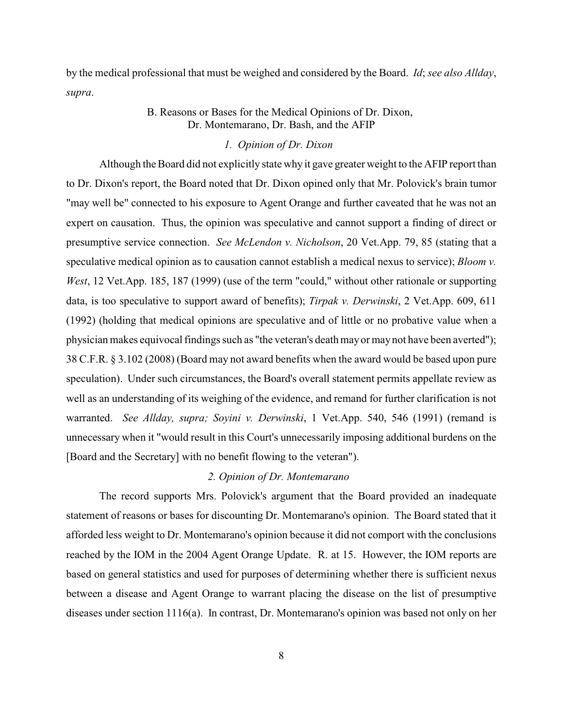by the medical professional that must be weighed and considered by the Board. *Id*; *see also Allday*, *supra*.

### B. Reasons or Bases for the Medical Opinions of Dr. Dixon, Dr. Montemarano, Dr. Bash, and the AFIP

#### *1. Opinion of Dr. Dixon*

Although the Board did not explicitly state why it gave greater weight to the AFIP report than to Dr. Dixon's report, the Board noted that Dr. Dixon opined only that Mr. Polovick's brain tumor "may well be" connected to his exposure to Agent Orange and further caveated that he was not an expert on causation. Thus, the opinion was speculative and cannot support a finding of direct or presumptive service connection. *See McLendon v. Nicholson*, 20 Vet.App. 79, 85 (stating that a speculative medical opinion as to causation cannot establish a medical nexus to service); *Bloom v. West*, 12 Vet.App. 185, 187 (1999) (use of the term "could," without other rationale or supporting data, is too speculative to support award of benefits); *Tirpak v. Derwinski*, 2 Vet.App. 609, 611 (1992) (holding that medical opinions are speculative and of little or no probative value when a physician makes equivocal findings such as "the veteran's death may or may not have been averted"); 38 C.F.R. § 3.102 (2008) (Board may not award benefits when the award would be based upon pure speculation). Under such circumstances, the Board's overall statement permits appellate review as well as an understanding of its weighing of the evidence, and remand for further clarification is not warranted. *See Allday, supra; Soyini v. Derwinski*, 1 Vet.App. 540, 546 (1991) (remand is unnecessary when it "would result in this Court's unnecessarily imposing additional burdens on the [Board and the Secretary] with no benefit flowing to the veteran").

#### *2. Opinion of Dr. Montemarano*

The record supports Mrs. Polovick's argument that the Board provided an inadequate statement of reasons or bases for discounting Dr. Montemarano's opinion. The Board stated that it afforded less weight to Dr. Montemarano's opinion because it did not comport with the conclusions reached by the IOM in the 2004 Agent Orange Update. R. at 15. However, the IOM reports are based on general statistics and used for purposes of determining whether there is sufficient nexus between a disease and Agent Orange to warrant placing the disease on the list of presumptive diseases under section 1116(a). In contrast, Dr. Montemarano's opinion was based not only on her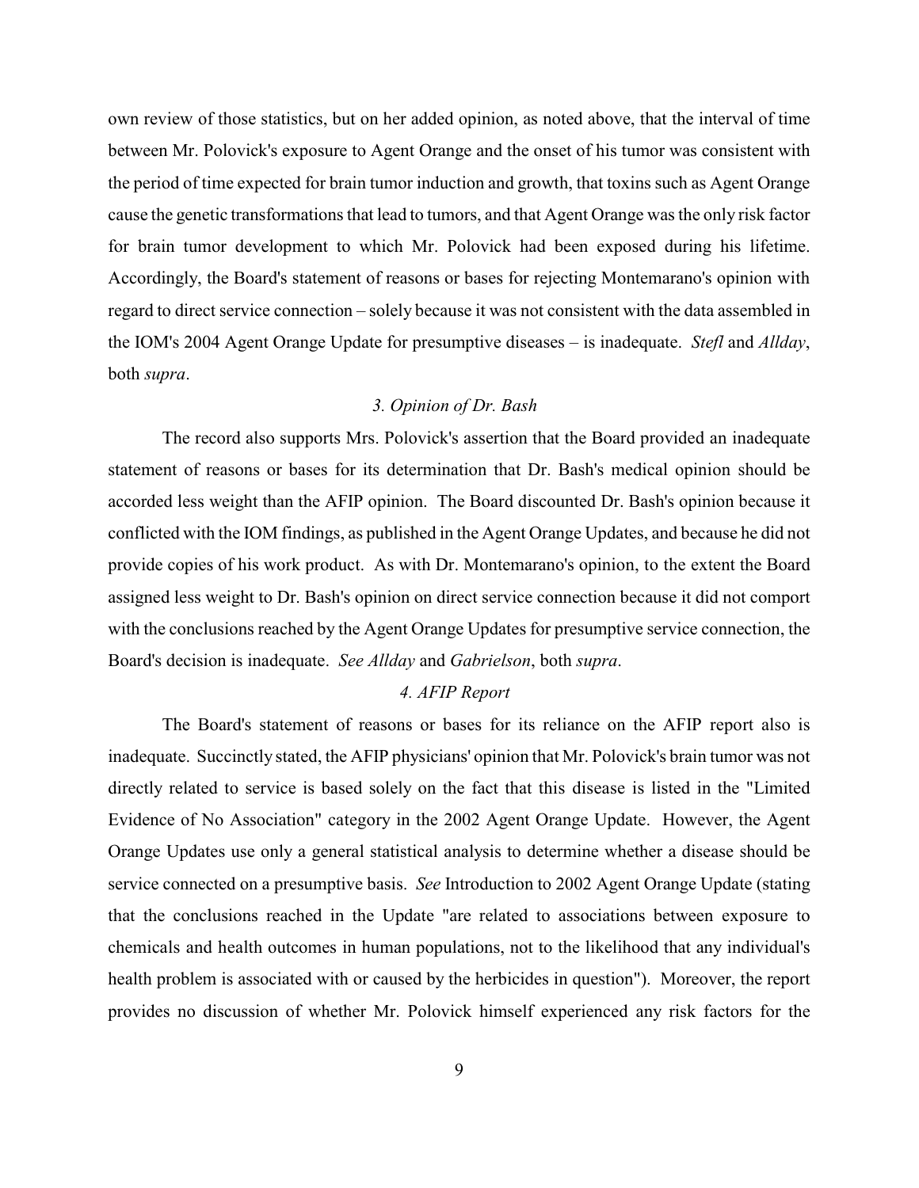own review of those statistics, but on her added opinion, as noted above, that the interval of time between Mr. Polovick's exposure to Agent Orange and the onset of his tumor was consistent with the period of time expected for brain tumor induction and growth, that toxins such as Agent Orange cause the genetic transformations that lead to tumors, and that Agent Orange was the only risk factor for brain tumor development to which Mr. Polovick had been exposed during his lifetime. Accordingly, the Board's statement of reasons or bases for rejecting Montemarano's opinion with regard to direct service connection – solely because it was not consistent with the data assembled in the IOM's 2004 Agent Orange Update for presumptive diseases – is inadequate. *Stefl* and *Allday*, both *supra*.

*3. Opinion of Dr. Bash*

The record also supports Mrs. Polovick's assertion that the Board provided an inadequate statement of reasons or bases for its determination that Dr. Bash's medical opinion should be accorded less weight than the AFIP opinion. The Board discounted Dr. Bash's opinion because it conflicted with the IOM findings, as published in the Agent Orange Updates, and because he did not provide copies of his work product. As with Dr. Montemarano's opinion, to the extent the Board assigned less weight to Dr. Bash's opinion on direct service connection because it did not comport with the conclusions reached by the Agent Orange Updates for presumptive service connection, the Board's decision is inadequate. *See Allday* and *Gabrielson*, both *supra*.

*4. AFIP Report*

The Board's statement of reasons or bases for its reliance on the AFIP report also is inadequate. Succinctly stated, the AFIP physicians' opinion that Mr. Polovick's brain tumor was not directly related to service is based solely on the fact that this disease is listed in the "Limited Evidence of No Association" category in the 2002 Agent Orange Update. However, the Agent Orange Updates use only a general statistical analysis to determine whether a disease should be service connected on a presumptive basis. *See* Introduction to 2002 Agent Orange Update (stating that the conclusions reached in the Update "are related to associations between exposure to chemicals and health outcomes in human populations, not to the likelihood that any individual's health problem is associated with or caused by the herbicides in question"). Moreover, the report provides no discussion of whether Mr. Polovick himself experienced any risk factors for the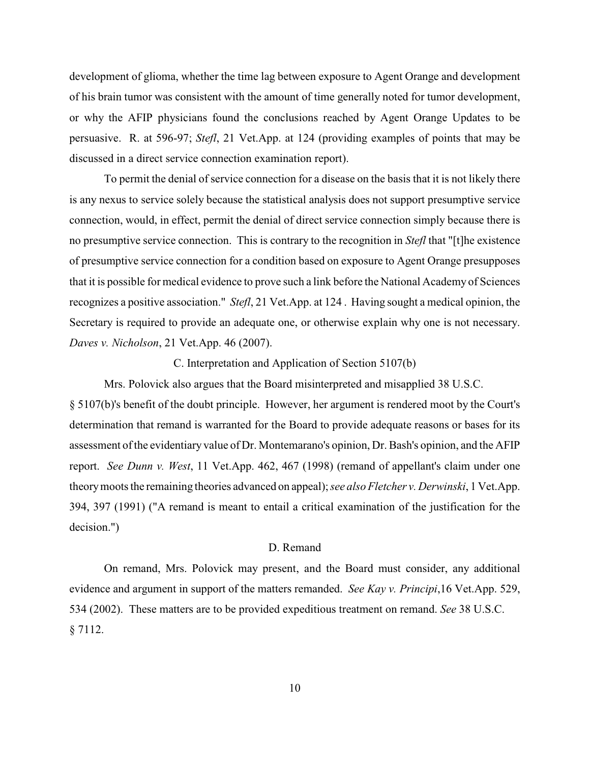development of glioma, whether the time lag between exposure to Agent Orange and development of his brain tumor was consistent with the amount of time generally noted for tumor development, or why the AFIP physicians found the conclusions reached by Agent Orange Updates to be persuasive. R. at 596-97; *Stefl*, 21 Vet.App. at 124 (providing examples of points that may be discussed in a direct service connection examination report).

To permit the denial of service connection for a disease on the basis that it is not likely there is any nexus to service solely because the statistical analysis does not support presumptive service connection, would, in effect, permit the denial of direct service connection simply because there is no presumptive service connection. This is contrary to the recognition in *Stefl* that "[t]he existence of presumptive service connection for a condition based on exposure to Agent Orange presupposes that it is possible for medical evidence to prove such a link before the National Academy of Sciences recognizes a positive association." *Stefl*, 21 Vet.App. at 124 . Having sought a medical opinion, the Secretary is required to provide an adequate one, or otherwise explain why one is not necessary. *Daves v. Nicholson*, 21 Vet.App. 46 (2007).

C. Interpretation and Application of Section 5107(b)

Mrs. Polovick also argues that the Board misinterpreted and misapplied 38 U.S.C. § 5107(b)'s benefit of the doubt principle. However, her argument is rendered moot by the Court's determination that remand is warranted for the Board to provide adequate reasons or bases for its assessment of the evidentiary value of Dr. Montemarano's opinion, Dr. Bash's opinion, and the AFIP report. *See Dunn v. West*, 11 Vet.App. 462, 467 (1998) (remand of appellant's claim under one theory moots the remaining theories advanced on appeal); *see also Fletcher v. Derwinski*, 1 Vet.App. 394, 397 (1991) ("A remand is meant to entail a critical examination of the justification for the decision.")

D. Remand

On remand, Mrs. Polovick may present, and the Board must consider, any additional evidence and argument in support of the matters remanded. *See Kay v. Principi*,16 Vet.App. 529, 534 (2002). These matters are to be provided expeditious treatment on remand. *See* 38 U.S.C. § 7112.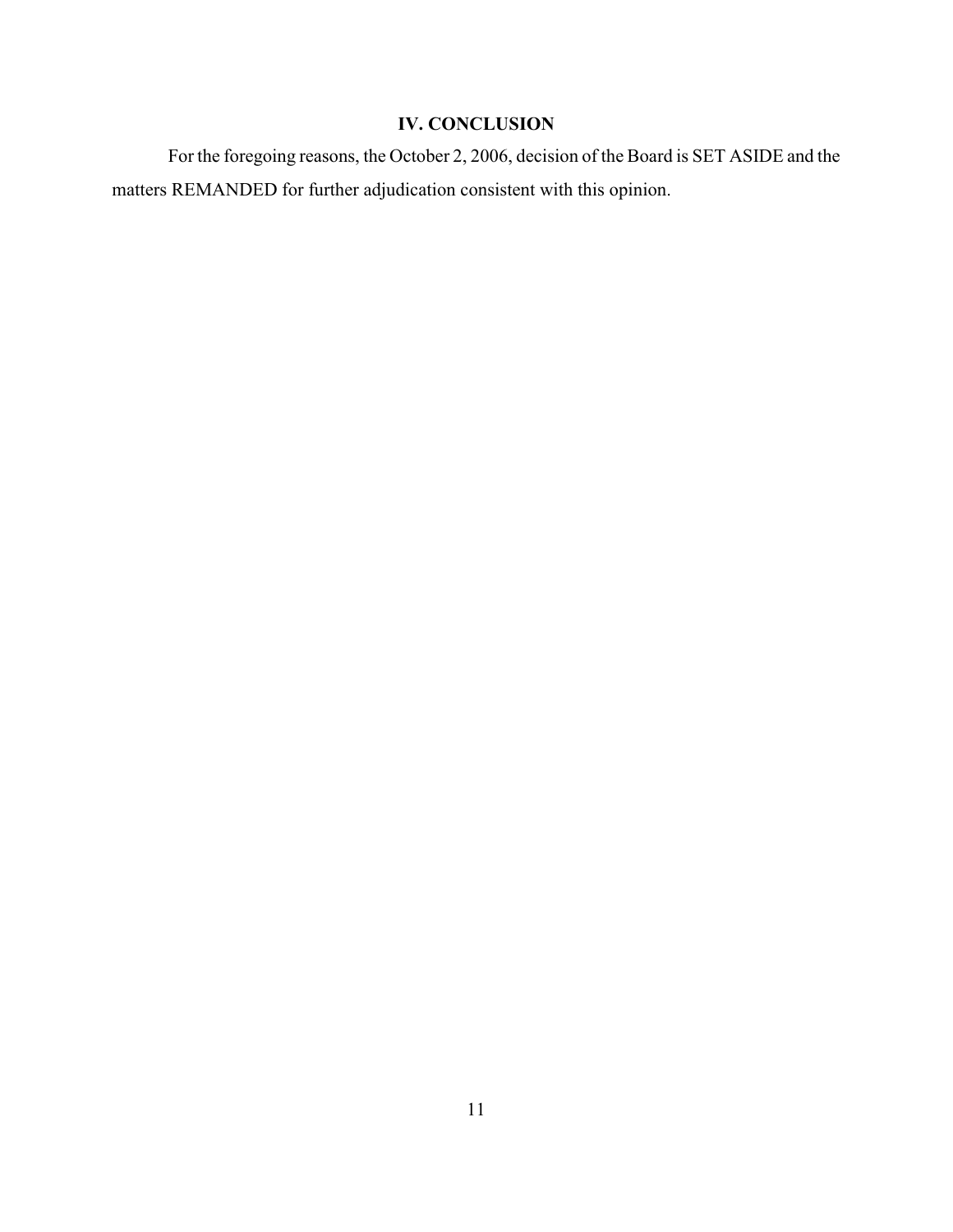## IV. CONCLUSION

For the foregoing reasons, the October 2, 2006, decision of the Board is SET ASIDE and the matters REMANDED for further adjudication consistent with this opinion.